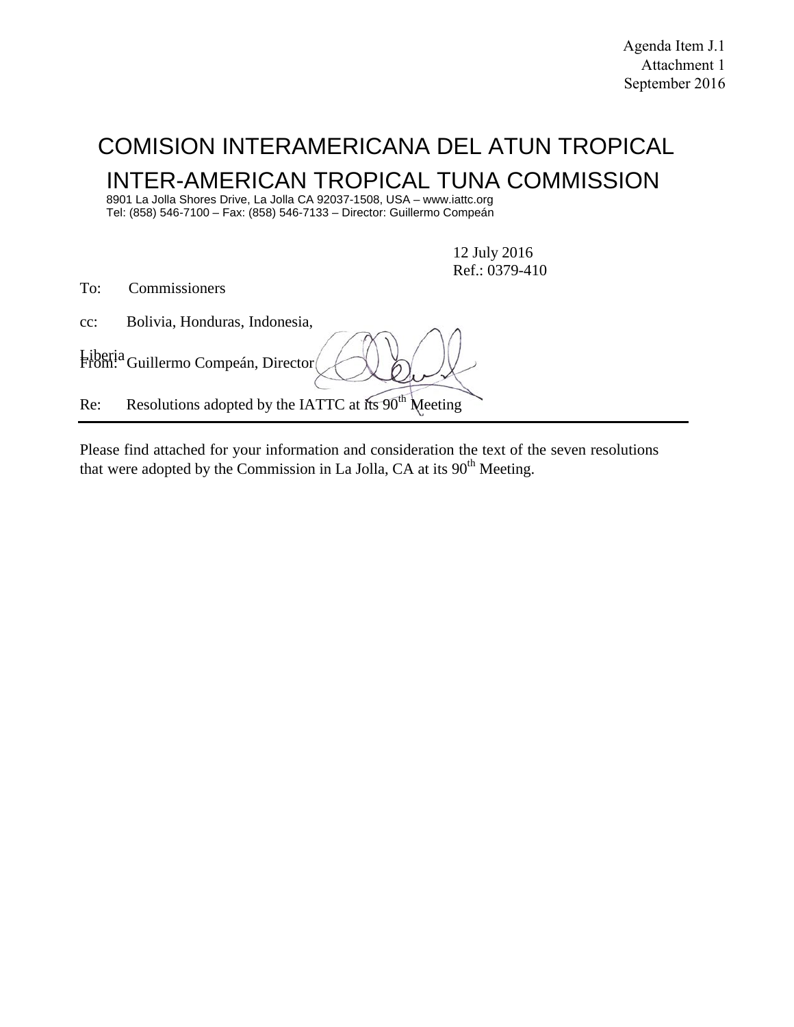Agenda Item J.1
Attachment 1
September 2016

# COMISION INTERAMERICANA DEL ATUN TROPICAL
# INTER-AMERICAN TROPICAL TUNA COMMISSION

8901 La Jolla Shores Drive, La Jolla CA 92037-1508, USA – www.iattc.org
Tel: (858) 546-7100 – Fax: (858) 546-7133 – Director: Guillermo Compeán

12 July 2016
Ref.: 0379-410

To: Commissioners

cc: Bolivia, Honduras, Indonesia, Liberia

From: Guillermo Compeán, Director

Re: Resolutions adopted by the IATTC at its 90th Meeting

---

Please find attached for your information and consideration the text of the seven resolutions that were adopted by the Commission in La Jolla, CA at its 90th Meeting.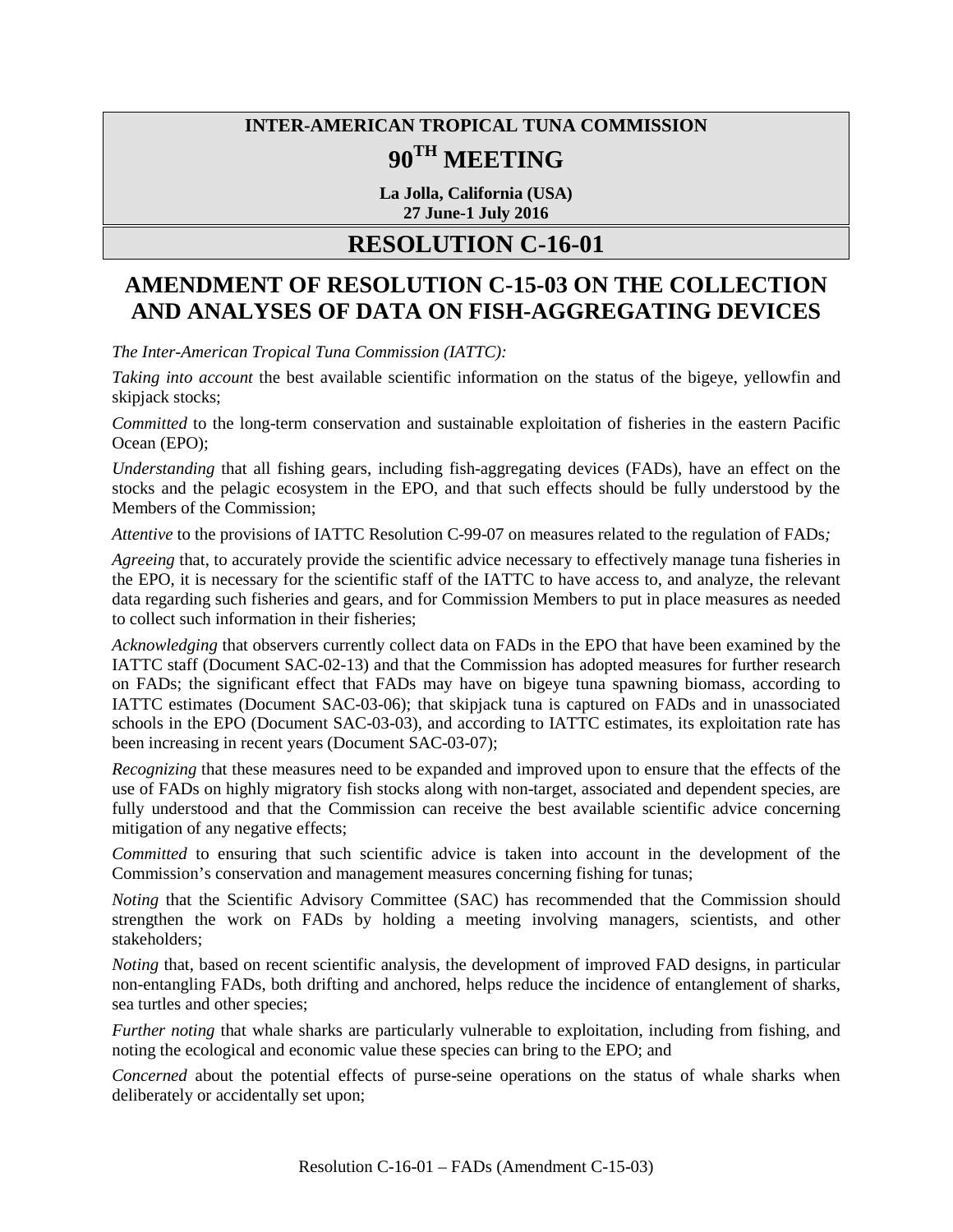**INTER-AMERICAN TROPICAL TUNA COMMISSION**

# 90TH MEETING

**La Jolla, California (USA)**
**27 June-1 July 2016**

# RESOLUTION C-16-01

## AMENDMENT OF RESOLUTION C-15-03 ON THE COLLECTION AND ANALYSES OF DATA ON FISH-AGGREGATING DEVICES

*The Inter-American Tropical Tuna Commission (IATTC):*

*Taking into account* the best available scientific information on the status of the bigeye, yellowfin and skipjack stocks;

*Committed* to the long-term conservation and sustainable exploitation of fisheries in the eastern Pacific Ocean (EPO);

*Understanding* that all fishing gears, including fish-aggregating devices (FADs), have an effect on the stocks and the pelagic ecosystem in the EPO, and that such effects should be fully understood by the Members of the Commission;

*Attentive* to the provisions of IATTC Resolution C-99-07 on measures related to the regulation of FADs*;*

*Agreeing* that, to accurately provide the scientific advice necessary to effectively manage tuna fisheries in the EPO, it is necessary for the scientific staff of the IATTC to have access to, and analyze, the relevant data regarding such fisheries and gears, and for Commission Members to put in place measures as needed to collect such information in their fisheries;

*Acknowledging* that observers currently collect data on FADs in the EPO that have been examined by the IATTC staff (Document SAC-02-13) and that the Commission has adopted measures for further research on FADs; the significant effect that FADs may have on bigeye tuna spawning biomass, according to IATTC estimates (Document SAC-03-06); that skipjack tuna is captured on FADs and in unassociated schools in the EPO (Document SAC-03-03), and according to IATTC estimates, its exploitation rate has been increasing in recent years (Document SAC-03-07);

*Recognizing* that these measures need to be expanded and improved upon to ensure that the effects of the use of FADs on highly migratory fish stocks along with non-target, associated and dependent species, are fully understood and that the Commission can receive the best available scientific advice concerning mitigation of any negative effects;

*Committed* to ensuring that such scientific advice is taken into account in the development of the Commission's conservation and management measures concerning fishing for tunas;

*Noting* that the Scientific Advisory Committee (SAC) has recommended that the Commission should strengthen the work on FADs by holding a meeting involving managers, scientists, and other stakeholders;

*Noting* that, based on recent scientific analysis, the development of improved FAD designs, in particular non-entangling FADs, both drifting and anchored, helps reduce the incidence of entanglement of sharks, sea turtles and other species;

*Further noting* that whale sharks are particularly vulnerable to exploitation, including from fishing, and noting the ecological and economic value these species can bring to the EPO; and

*Concerned* about the potential effects of purse-seine operations on the status of whale sharks when deliberately or accidentally set upon;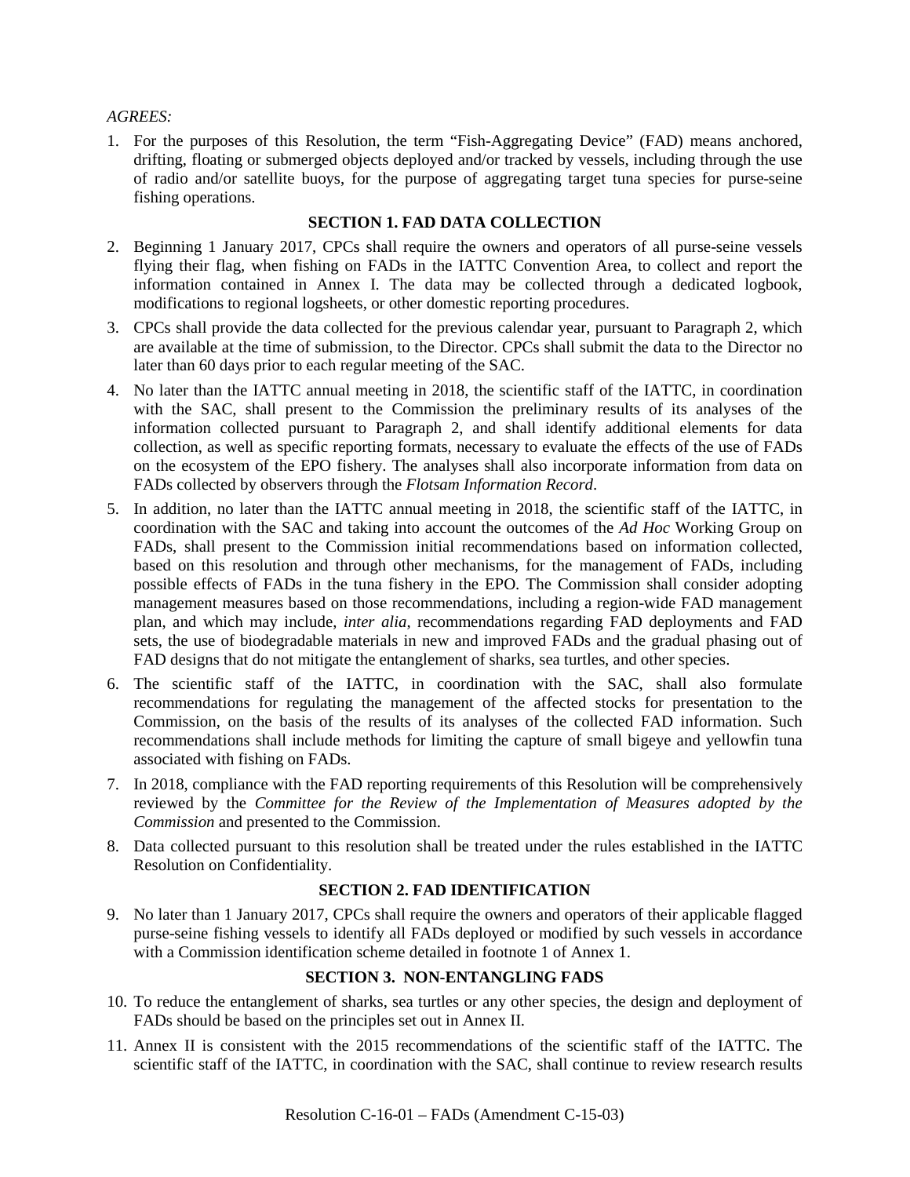*AGREES:*

1. For the purposes of this Resolution, the term "Fish-Aggregating Device" (FAD) means anchored, drifting, floating or submerged objects deployed and/or tracked by vessels, including through the use of radio and/or satellite buoys, for the purpose of aggregating target tuna species for purse-seine fishing operations.

### SECTION 1. FAD DATA COLLECTION

2. Beginning 1 January 2017, CPCs shall require the owners and operators of all purse-seine vessels flying their flag, when fishing on FADs in the IATTC Convention Area, to collect and report the information contained in Annex I. The data may be collected through a dedicated logbook, modifications to regional logsheets, or other domestic reporting procedures.
3. CPCs shall provide the data collected for the previous calendar year, pursuant to Paragraph 2, which are available at the time of submission, to the Director. CPCs shall submit the data to the Director no later than 60 days prior to each regular meeting of the SAC.
4. No later than the IATTC annual meeting in 2018, the scientific staff of the IATTC, in coordination with the SAC, shall present to the Commission the preliminary results of its analyses of the information collected pursuant to Paragraph 2, and shall identify additional elements for data collection, as well as specific reporting formats, necessary to evaluate the effects of the use of FADs on the ecosystem of the EPO fishery. The analyses shall also incorporate information from data on FADs collected by observers through the *Flotsam Information Record*.
5. In addition, no later than the IATTC annual meeting in 2018, the scientific staff of the IATTC, in coordination with the SAC and taking into account the outcomes of the *Ad Hoc* Working Group on FADs, shall present to the Commission initial recommendations based on information collected, based on this resolution and through other mechanisms, for the management of FADs, including possible effects of FADs in the tuna fishery in the EPO. The Commission shall consider adopting management measures based on those recommendations, including a region-wide FAD management plan, and which may include, *inter alia*, recommendations regarding FAD deployments and FAD sets, the use of biodegradable materials in new and improved FADs and the gradual phasing out of FAD designs that do not mitigate the entanglement of sharks, sea turtles, and other species.
6. The scientific staff of the IATTC, in coordination with the SAC, shall also formulate recommendations for regulating the management of the affected stocks for presentation to the Commission, on the basis of the results of its analyses of the collected FAD information. Such recommendations shall include methods for limiting the capture of small bigeye and yellowfin tuna associated with fishing on FADs.
7. In 2018, compliance with the FAD reporting requirements of this Resolution will be comprehensively reviewed by the *Committee for the Review of the Implementation of Measures adopted by the Commission* and presented to the Commission.
8. Data collected pursuant to this resolution shall be treated under the rules established in the IATTC Resolution on Confidentiality.

### SECTION 2. FAD IDENTIFICATION

9. No later than 1 January 2017, CPCs shall require the owners and operators of their applicable flagged purse-seine fishing vessels to identify all FADs deployed or modified by such vessels in accordance with a Commission identification scheme detailed in footnote 1 of Annex 1.

### SECTION 3. NON-ENTANGLING FADS

10. To reduce the entanglement of sharks, sea turtles or any other species, the design and deployment of FADs should be based on the principles set out in Annex II.
11. Annex II is consistent with the 2015 recommendations of the scientific staff of the IATTC. The scientific staff of the IATTC, in coordination with the SAC, shall continue to review research results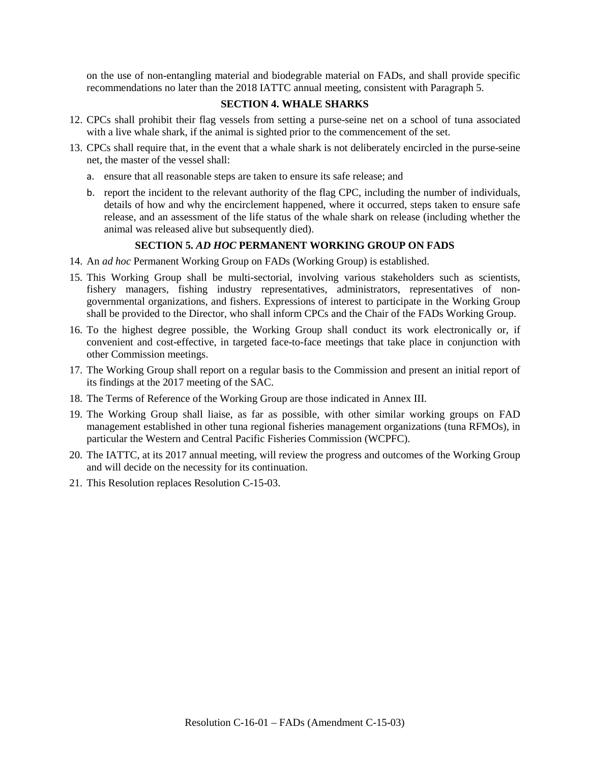on the use of non-entangling material and biodegrable material on FADs, and shall provide specific recommendations no later than the 2018 IATTC annual meeting, consistent with Paragraph 5.

## SECTION 4. WHALE SHARKS

12. CPCs shall prohibit their flag vessels from setting a purse-seine net on a school of tuna associated with a live whale shark, if the animal is sighted prior to the commencement of the set.
13. CPCs shall require that, in the event that a whale shark is not deliberately encircled in the purse-seine net, the master of the vessel shall:
    a. ensure that all reasonable steps are taken to ensure its safe release; and
    b. report the incident to the relevant authority of the flag CPC, including the number of individuals, details of how and why the encirclement happened, where it occurred, steps taken to ensure safe release, and an assessment of the life status of the whale shark on release (including whether the animal was released alive but subsequently died).

## SECTION 5. *AD HOC* PERMANENT WORKING GROUP ON FADS

14. An *ad hoc* Permanent Working Group on FADs (Working Group) is established.
15. This Working Group shall be multi-sectorial, involving various stakeholders such as scientists, fishery managers, fishing industry representatives, administrators, representatives of non-governmental organizations, and fishers. Expressions of interest to participate in the Working Group shall be provided to the Director, who shall inform CPCs and the Chair of the FADs Working Group.
16. To the highest degree possible, the Working Group shall conduct its work electronically or, if convenient and cost-effective, in targeted face-to-face meetings that take place in conjunction with other Commission meetings.
17. The Working Group shall report on a regular basis to the Commission and present an initial report of its findings at the 2017 meeting of the SAC.
18. The Terms of Reference of the Working Group are those indicated in Annex III.
19. The Working Group shall liaise, as far as possible, with other similar working groups on FAD management established in other tuna regional fisheries management organizations (tuna RFMOs), in particular the Western and Central Pacific Fisheries Commission (WCPFC).
20. The IATTC, at its 2017 annual meeting, will review the progress and outcomes of the Working Group and will decide on the necessity for its continuation.
21. This Resolution replaces Resolution C-15-03.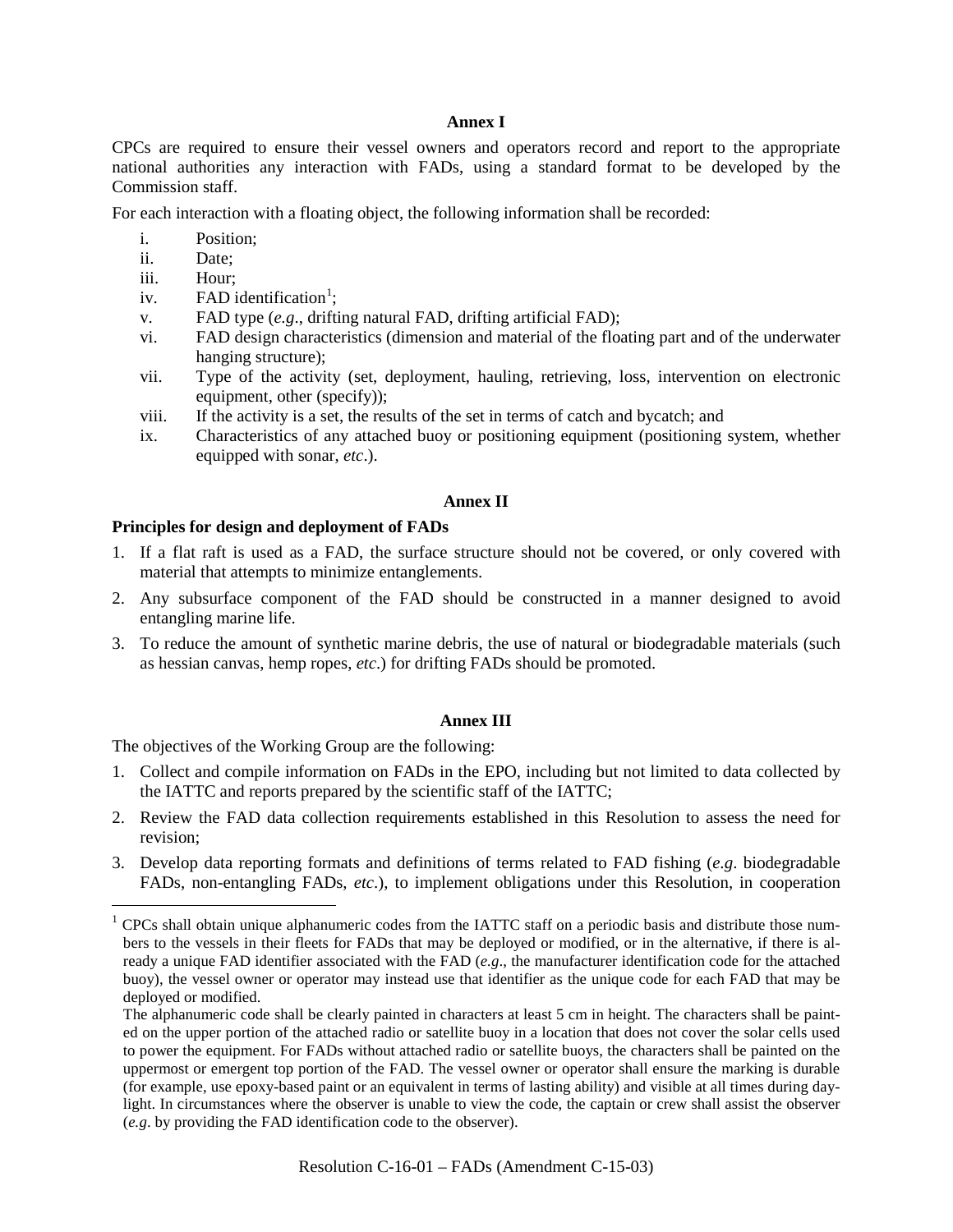**Annex I**

CPCs are required to ensure their vessel owners and operators record and report to the appropriate national authorities any interaction with FADs, using a standard format to be developed by the Commission staff.

For each interaction with a floating object, the following information shall be recorded:

i. Position;
ii. Date;
iii. Hour;
iv. FAD identification[1];
v. FAD type (*e.g*., drifting natural FAD, drifting artificial FAD);
vi. FAD design characteristics (dimension and material of the floating part and of the underwater hanging structure);
vii. Type of the activity (set, deployment, hauling, retrieving, loss, intervention on electronic equipment, other (specify));
viii. If the activity is a set, the results of the set in terms of catch and bycatch; and
ix. Characteristics of any attached buoy or positioning equipment (positioning system, whether equipped with sonar, *etc*.).

**Annex II**

**Principles for design and deployment of FADs**

1. If a flat raft is used as a FAD, the surface structure should not be covered, or only covered with material that attempts to minimize entanglements.
2. Any subsurface component of the FAD should be constructed in a manner designed to avoid entangling marine life.
3. To reduce the amount of synthetic marine debris, the use of natural or biodegradable materials (such as hessian canvas, hemp ropes, *etc*.) for drifting FADs should be promoted.

**Annex III**

The objectives of the Working Group are the following:

1. Collect and compile information on FADs in the EPO, including but not limited to data collected by the IATTC and reports prepared by the scientific staff of the IATTC;
2. Review the FAD data collection requirements established in this Resolution to assess the need for revision;
3. Develop data reporting formats and definitions of terms related to FAD fishing (*e.g*. biodegradable FADs, non-entangling FADs, *etc*.), to implement obligations under this Resolution, in cooperation

---

[1] CPCs shall obtain unique alphanumeric codes from the IATTC staff on a periodic basis and distribute those numbers to the vessels in their fleets for FADs that may be deployed or modified, or in the alternative, if there is already a unique FAD identifier associated with the FAD (*e.g*., the manufacturer identification code for the attached buoy), the vessel owner or operator may instead use that identifier as the unique code for each FAD that may be deployed or modified.

The alphanumeric code shall be clearly painted in characters at least 5 cm in height. The characters shall be painted on the upper portion of the attached radio or satellite buoy in a location that does not cover the solar cells used to power the equipment. For FADs without attached radio or satellite buoys, the characters shall be painted on the uppermost or emergent top portion of the FAD. The vessel owner or operator shall ensure the marking is durable (for example, use epoxy-based paint or an equivalent in terms of lasting ability) and visible at all times during daylight. In circumstances where the observer is unable to view the code, the captain or crew shall assist the observer (*e.g*. by providing the FAD identification code to the observer).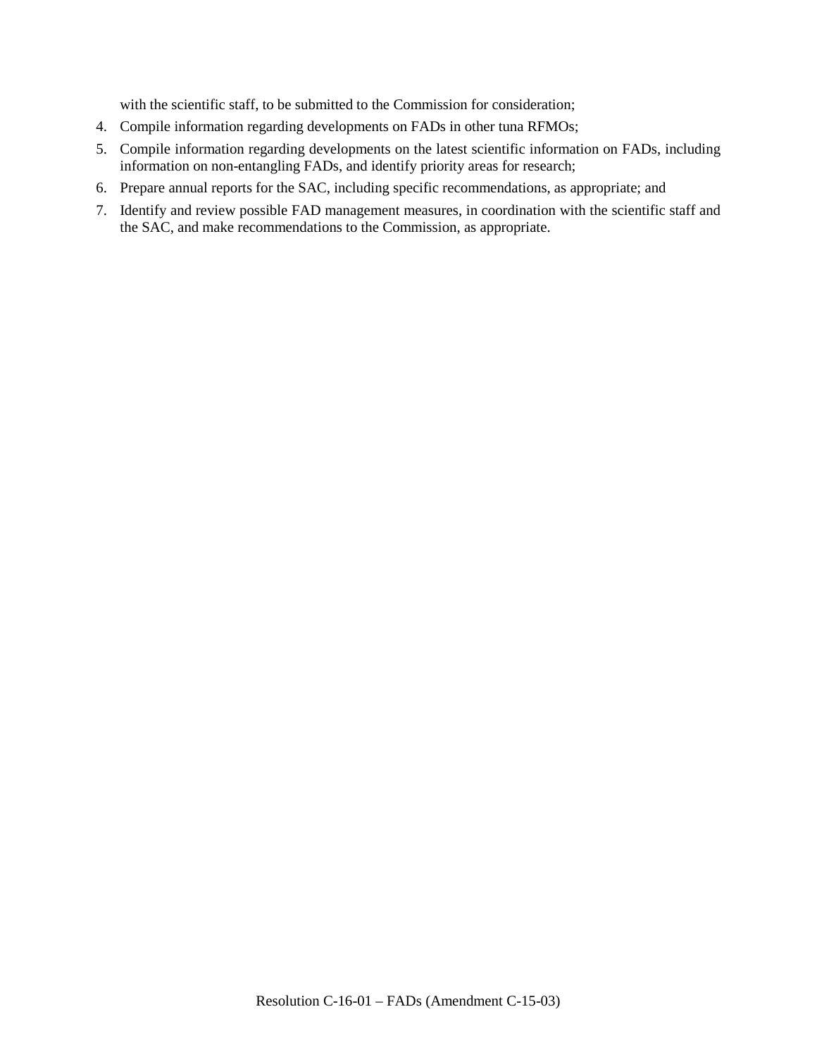with the scientific staff, to be submitted to the Commission for consideration;

4. Compile information regarding developments on FADs in other tuna RFMOs;
5. Compile information regarding developments on the latest scientific information on FADs, including information on non-entangling FADs, and identify priority areas for research;
6. Prepare annual reports for the SAC, including specific recommendations, as appropriate; and
7. Identify and review possible FAD management measures, in coordination with the scientific staff and the SAC, and make recommendations to the Commission, as appropriate.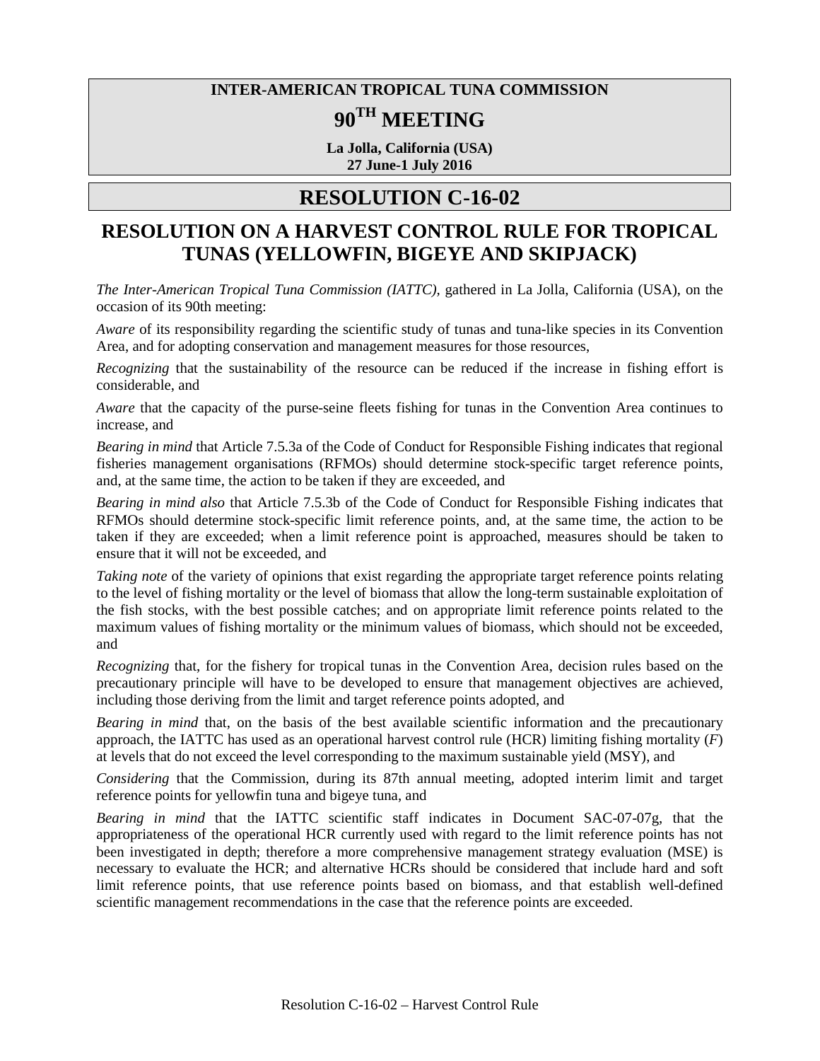**INTER-AMERICAN TROPICAL TUNA COMMISSION**

# 90TH MEETING

**La Jolla, California (USA)**
**27 June-1 July 2016**

# RESOLUTION C-16-02

## RESOLUTION ON A HARVEST CONTROL RULE FOR TROPICAL TUNAS (YELLOWFIN, BIGEYE AND SKIPJACK)

*The Inter-American Tropical Tuna Commission (IATTC),* gathered in La Jolla, California (USA), on the occasion of its 90th meeting:

*Aware* of its responsibility regarding the scientific study of tunas and tuna-like species in its Convention Area, and for adopting conservation and management measures for those resources,

*Recognizing* that the sustainability of the resource can be reduced if the increase in fishing effort is considerable, and

*Aware* that the capacity of the purse-seine fleets fishing for tunas in the Convention Area continues to increase, and

*Bearing in mind* that Article 7.5.3a of the Code of Conduct for Responsible Fishing indicates that regional fisheries management organisations (RFMOs) should determine stock-specific target reference points, and, at the same time, the action to be taken if they are exceeded, and

*Bearing in mind also* that Article 7.5.3b of the Code of Conduct for Responsible Fishing indicates that RFMOs should determine stock-specific limit reference points, and, at the same time, the action to be taken if they are exceeded; when a limit reference point is approached, measures should be taken to ensure that it will not be exceeded, and

*Taking note* of the variety of opinions that exist regarding the appropriate target reference points relating to the level of fishing mortality or the level of biomass that allow the long-term sustainable exploitation of the fish stocks, with the best possible catches; and on appropriate limit reference points related to the maximum values of fishing mortality or the minimum values of biomass, which should not be exceeded, and

*Recognizing* that, for the fishery for tropical tunas in the Convention Area, decision rules based on the precautionary principle will have to be developed to ensure that management objectives are achieved, including those deriving from the limit and target reference points adopted, and

*Bearing in mind* that, on the basis of the best available scientific information and the precautionary approach, the IATTC has used as an operational harvest control rule (HCR) limiting fishing mortality ($F$) at levels that do not exceed the level corresponding to the maximum sustainable yield (MSY), and

*Considering* that the Commission, during its 87th annual meeting, adopted interim limit and target reference points for yellowfin tuna and bigeye tuna, and

*Bearing in mind* that the IATTC scientific staff indicates in Document SAC-07-07g, that the appropriateness of the operational HCR currently used with regard to the limit reference points has not been investigated in depth; therefore a more comprehensive management strategy evaluation (MSE) is necessary to evaluate the HCR; and alternative HCRs should be considered that include hard and soft limit reference points, that use reference points based on biomass, and that establish well-defined scientific management recommendations in the case that the reference points are exceeded.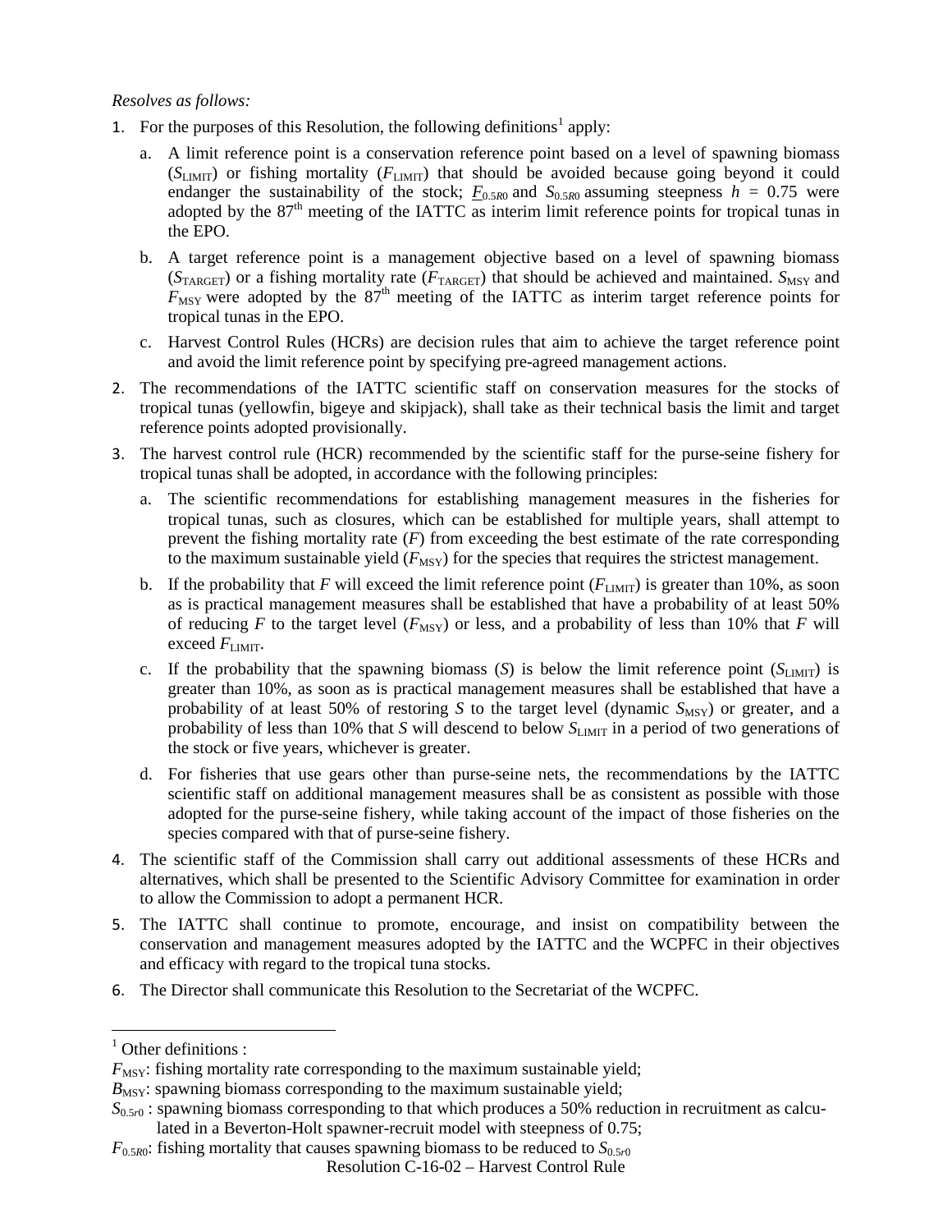*Resolves as follows:*

1. For the purposes of this Resolution, the following definitions[1] apply:
   a. A limit reference point is a conservation reference point based on a level of spawning biomass ($S_{\text{LIMIT}}$) or fishing mortality ($F_{\text{LIMIT}}$) that should be avoided because going beyond it could endanger the sustainability of the stock; $\underline{F}_{0.5R0}$ and $S_{0.5R0}$ assuming steepness $h = 0.75$ were adopted by the 87th meeting of the IATTC as interim limit reference points for tropical tunas in the EPO.
   b. A target reference point is a management objective based on a level of spawning biomass ($S_{\text{TARGET}}$) or a fishing mortality rate ($F_{\text{TARGET}}$) that should be achieved and maintained. $S_{\text{MSY}}$ and $F_{\text{MSY}}$ were adopted by the 87th meeting of the IATTC as interim target reference points for tropical tunas in the EPO.
   c. Harvest Control Rules (HCRs) are decision rules that aim to achieve the target reference point and avoid the limit reference point by specifying pre-agreed management actions.
2. The recommendations of the IATTC scientific staff on conservation measures for the stocks of tropical tunas (yellowfin, bigeye and skipjack), shall take as their technical basis the limit and target reference points adopted provisionally.
3. The harvest control rule (HCR) recommended by the scientific staff for the purse-seine fishery for tropical tunas shall be adopted, in accordance with the following principles:
   a. The scientific recommendations for establishing management measures in the fisheries for tropical tunas, such as closures, which can be established for multiple years, shall attempt to prevent the fishing mortality rate ($F$) from exceeding the best estimate of the rate corresponding to the maximum sustainable yield ($F_{\text{MSY}}$) for the species that requires the strictest management.
   b. If the probability that $F$ will exceed the limit reference point ($F_{\text{LIMIT}}$) is greater than 10%, as soon as is practical management measures shall be established that have a probability of at least 50% of reducing $F$ to the target level ($F_{\text{MSY}}$) or less, and a probability of less than 10% that $F$ will exceed $F_{\text{LIMIT}}$.
   c. If the probability that the spawning biomass ($S$) is below the limit reference point ($S_{\text{LIMIT}}$) is greater than 10%, as soon as is practical management measures shall be established that have a probability of at least 50% of restoring $S$ to the target level (dynamic $S_{\text{MSY}}$) or greater, and a probability of less than 10% that $S$ will descend to below $S_{\text{LIMIT}}$ in a period of two generations of the stock or five years, whichever is greater.
   d. For fisheries that use gears other than purse-seine nets, the recommendations by the IATTC scientific staff on additional management measures shall be as consistent as possible with those adopted for the purse-seine fishery, while taking account of the impact of those fisheries on the species compared with that of purse-seine fishery.
4. The scientific staff of the Commission shall carry out additional assessments of these HCRs and alternatives, which shall be presented to the Scientific Advisory Committee for examination in order to allow the Commission to adopt a permanent HCR.
5. The IATTC shall continue to promote, encourage, and insist on compatibility between the conservation and management measures adopted by the IATTC and the WCPFC in their objectives and efficacy with regard to the tropical tuna stocks.
6. The Director shall communicate this Resolution to the Secretariat of the WCPFC.

---

[1] Other definitions :

$F_{\text{MSY}}$: fishing mortality rate corresponding to the maximum sustainable yield;

$B_{\text{MSY}}$: spawning biomass corresponding to the maximum sustainable yield;

$S_{0.5r0}$ : spawning biomass corresponding to that which produces a 50% reduction in recruitment as calculated in a Beverton-Holt spawner-recruit model with steepness of 0.75;

$F_{0.5R0}$: fishing mortality that causes spawning biomass to be reduced to $S_{0.5r0}$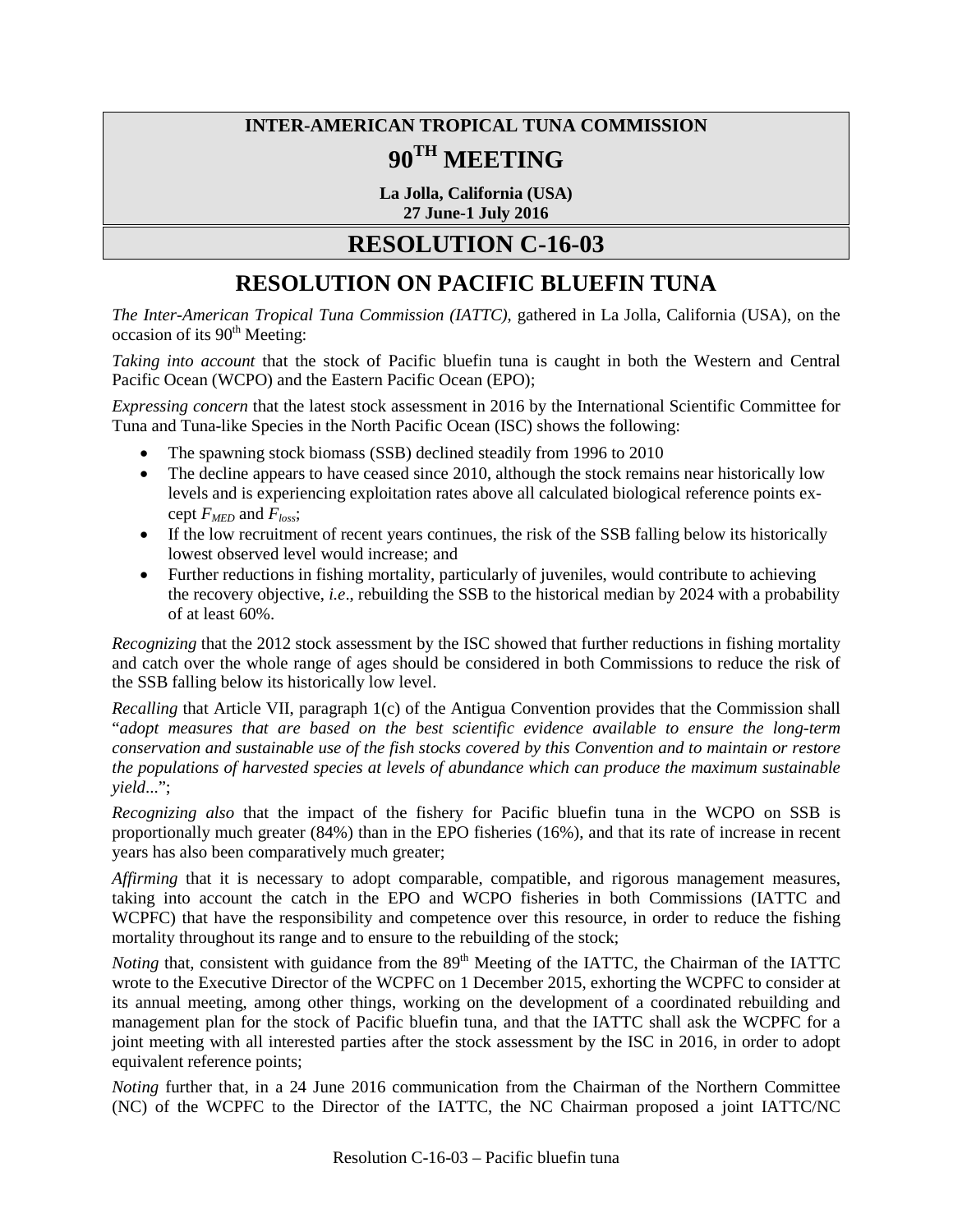**INTER-AMERICAN TROPICAL TUNA COMMISSION**

# 90TH MEETING

**La Jolla, California (USA)**
**27 June-1 July 2016**

# RESOLUTION C-16-03

## RESOLUTION ON PACIFIC BLUEFIN TUNA

*The Inter-American Tropical Tuna Commission (IATTC),* gathered in La Jolla, California (USA), on the occasion of its 90th Meeting:

*Taking into account* that the stock of Pacific bluefin tuna is caught in both the Western and Central Pacific Ocean (WCPO) and the Eastern Pacific Ocean (EPO);

*Expressing concern* that the latest stock assessment in 2016 by the International Scientific Committee for Tuna and Tuna-like Species in the North Pacific Ocean (ISC) shows the following:

- The spawning stock biomass (SSB) declined steadily from 1996 to 2010
- The decline appears to have ceased since 2010, although the stock remains near historically low levels and is experiencing exploitation rates above all calculated biological reference points except $F_{MED}$ and $F_{loss}$;
- If the low recruitment of recent years continues, the risk of the SSB falling below its historically lowest observed level would increase; and
- Further reductions in fishing mortality, particularly of juveniles, would contribute to achieving the recovery objective, *i.e*., rebuilding the SSB to the historical median by 2024 with a probability of at least 60%.

*Recognizing* that the 2012 stock assessment by the ISC showed that further reductions in fishing mortality and catch over the whole range of ages should be considered in both Commissions to reduce the risk of the SSB falling below its historically low level.

*Recalling* that Article VII, paragraph 1(c) of the Antigua Convention provides that the Commission shall "*adopt measures that are based on the best scientific evidence available to ensure the long-term conservation and sustainable use of the fish stocks covered by this Convention and to maintain or restore the populations of harvested species at levels of abundance which can produce the maximum sustainable yield*...";

*Recognizing also* that the impact of the fishery for Pacific bluefin tuna in the WCPO on SSB is proportionally much greater (84%) than in the EPO fisheries (16%), and that its rate of increase in recent years has also been comparatively much greater;

*Affirming* that it is necessary to adopt comparable, compatible, and rigorous management measures, taking into account the catch in the EPO and WCPO fisheries in both Commissions (IATTC and WCPFC) that have the responsibility and competence over this resource, in order to reduce the fishing mortality throughout its range and to ensure to the rebuilding of the stock;

*Noting* that, consistent with guidance from the 89th Meeting of the IATTC, the Chairman of the IATTC wrote to the Executive Director of the WCPFC on 1 December 2015, exhorting the WCPFC to consider at its annual meeting, among other things, working on the development of a coordinated rebuilding and management plan for the stock of Pacific bluefin tuna, and that the IATTC shall ask the WCPFC for a joint meeting with all interested parties after the stock assessment by the ISC in 2016, in order to adopt equivalent reference points;

*Noting further* that, in a 24 June 2016 communication from the Chairman of the Northern Committee (NC) of the WCPFC to the Director of the IATTC, the NC Chairman proposed a joint IATTC/NC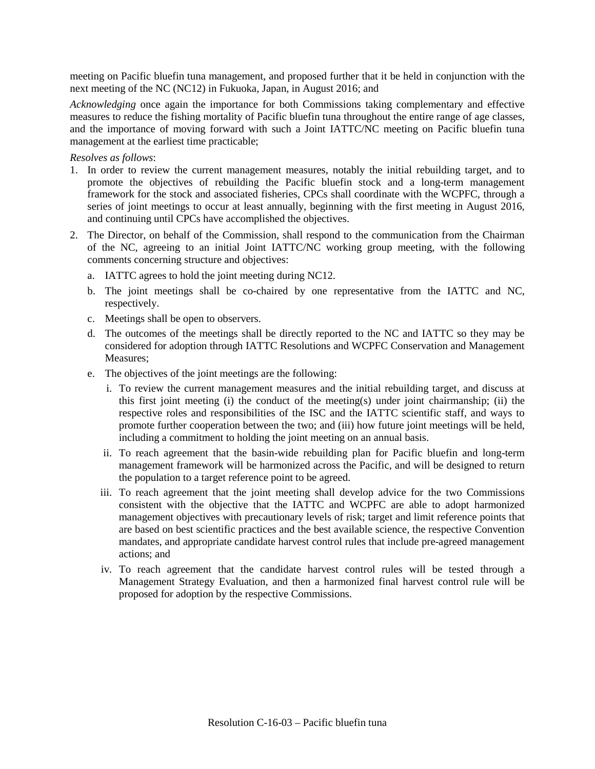meeting on Pacific bluefin tuna management, and proposed further that it be held in conjunction with the next meeting of the NC (NC12) in Fukuoka, Japan, in August 2016; and

*Acknowledging* once again the importance for both Commissions taking complementary and effective measures to reduce the fishing mortality of Pacific bluefin tuna throughout the entire range of age classes, and the importance of moving forward with such a Joint IATTC/NC meeting on Pacific bluefin tuna management at the earliest time practicable;

*Resolves as follows*:

1. In order to review the current management measures, notably the initial rebuilding target, and to promote the objectives of rebuilding the Pacific bluefin stock and a long-term management framework for the stock and associated fisheries, CPCs shall coordinate with the WCPFC, through a series of joint meetings to occur at least annually, beginning with the first meeting in August 2016, and continuing until CPCs have accomplished the objectives.
2. The Director, on behalf of the Commission, shall respond to the communication from the Chairman of the NC, agreeing to an initial Joint IATTC/NC working group meeting, with the following comments concerning structure and objectives:
   a. IATTC agrees to hold the joint meeting during NC12.
   b. The joint meetings shall be co-chaired by one representative from the IATTC and NC, respectively.
   c. Meetings shall be open to observers.
   d. The outcomes of the meetings shall be directly reported to the NC and IATTC so they may be considered for adoption through IATTC Resolutions and WCPFC Conservation and Management Measures;
   e. The objectives of the joint meetings are the following:
      i. To review the current management measures and the initial rebuilding target, and discuss at this first joint meeting (i) the conduct of the meeting(s) under joint chairmanship; (ii) the respective roles and responsibilities of the ISC and the IATTC scientific staff, and ways to promote further cooperation between the two; and (iii) how future joint meetings will be held, including a commitment to holding the joint meeting on an annual basis.
      ii. To reach agreement that the basin-wide rebuilding plan for Pacific bluefin and long-term management framework will be harmonized across the Pacific, and will be designed to return the population to a target reference point to be agreed.
      iii. To reach agreement that the joint meeting shall develop advice for the two Commissions consistent with the objective that the IATTC and WCPFC are able to adopt harmonized management objectives with precautionary levels of risk; target and limit reference points that are based on best scientific practices and the best available science, the respective Convention mandates, and appropriate candidate harvest control rules that include pre-agreed management actions; and
      iv. To reach agreement that the candidate harvest control rules will be tested through a Management Strategy Evaluation, and then a harmonized final harvest control rule will be proposed for adoption by the respective Commissions.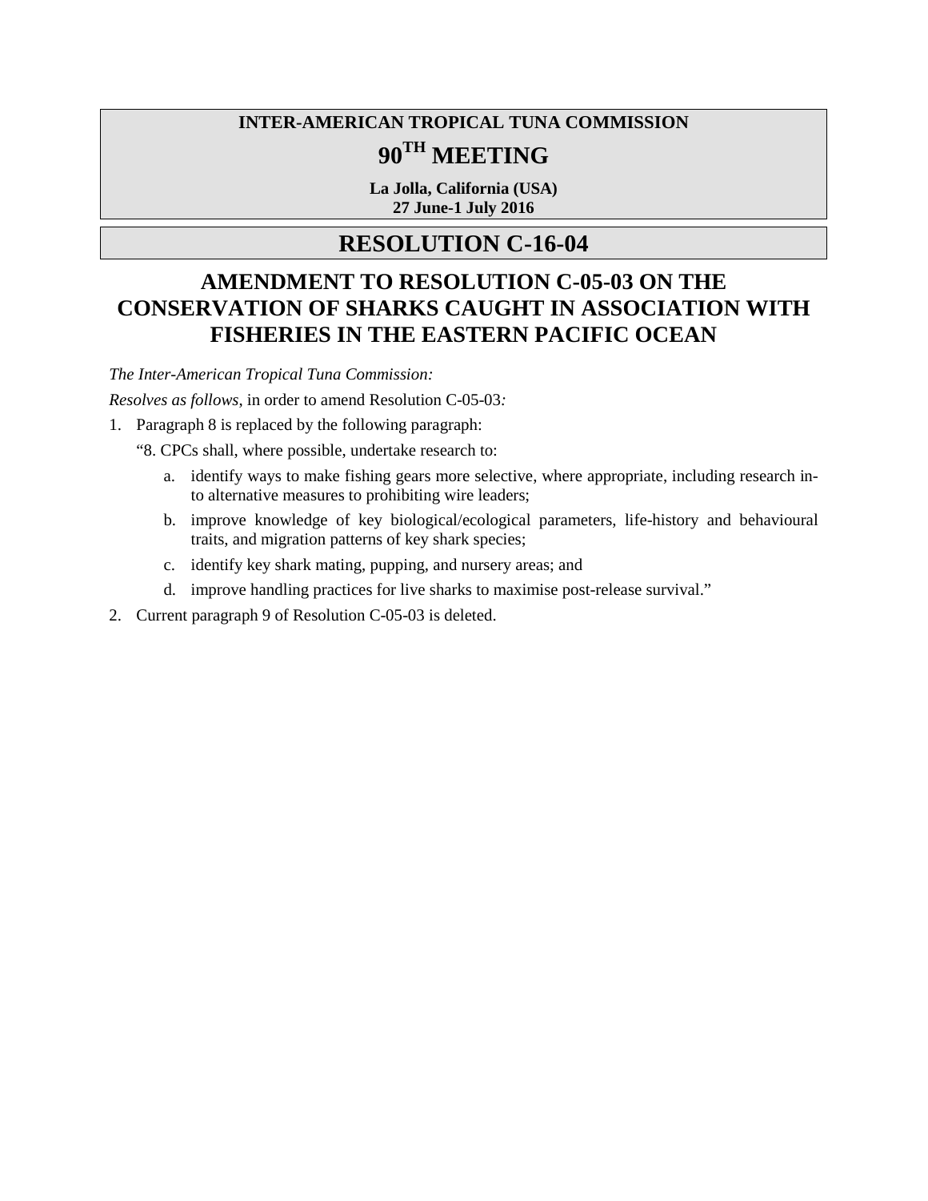**INTER-AMERICAN TROPICAL TUNA COMMISSION**

# 90TH MEETING

**La Jolla, California (USA)**
**27 June-1 July 2016**

# RESOLUTION C-16-04

## AMENDMENT TO RESOLUTION C-05-03 ON THE CONSERVATION OF SHARKS CAUGHT IN ASSOCIATION WITH FISHERIES IN THE EASTERN PACIFIC OCEAN

*The Inter-American Tropical Tuna Commission:*

*Resolves as follows*, in order to amend Resolution C-05-03*:*

1. Paragraph 8 is replaced by the following paragraph:

   "8. CPCs shall, where possible, undertake research to:

   a. identify ways to make fishing gears more selective, where appropriate, including research into alternative measures to prohibiting wire leaders;
   b. improve knowledge of key biological/ecological parameters, life-history and behavioural traits, and migration patterns of key shark species;
   c. identify key shark mating, pupping, and nursery areas; and
   d. improve handling practices for live sharks to maximise post-release survival."

2. Current paragraph 9 of Resolution C-05-03 is deleted.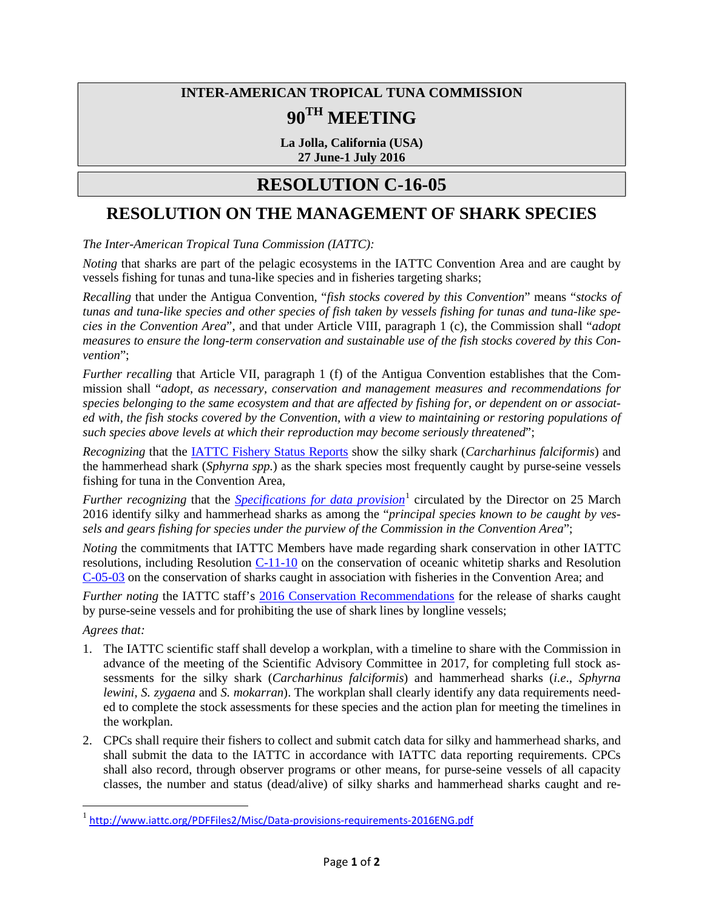**INTER-AMERICAN TROPICAL TUNA COMMISSION**

# 90TH MEETING

**La Jolla, California (USA)**
**27 June-1 July 2016**

# RESOLUTION C-16-05

## RESOLUTION ON THE MANAGEMENT OF SHARK SPECIES

*The Inter-American Tropical Tuna Commission (IATTC):*

*Noting* that sharks are part of the pelagic ecosystems in the IATTC Convention Area and are caught by vessels fishing for tunas and tuna-like species and in fisheries targeting sharks;

*Recalling* that under the Antigua Convention, "*fish stocks covered by this Convention*" means "*stocks of tunas and tuna-like species and other species of fish taken by vessels fishing for tunas and tuna-like species in the Convention Area*", and that under Article VIII, paragraph 1 (c), the Commission shall "*adopt measures to ensure the long-term conservation and sustainable use of the fish stocks covered by this Convention*";

*Further recalling* that Article VII, paragraph 1 (f) of the Antigua Convention establishes that the Commission shall "*adopt, as necessary, conservation and management measures and recommendations for species belonging to the same ecosystem and that are affected by fishing for, or dependent on or associated with, the fish stocks covered by the Convention, with a view to maintaining or restoring populations of such species above levels at which their reproduction may become seriously threatened*";

*Recognizing* that the IATTC Fishery Status Reports show the silky shark (*Carcharhinus falciformis*) and the hammerhead shark (*Sphyrna spp.*) as the shark species most frequently caught by purse-seine vessels fishing for tuna in the Convention Area,

*Further recognizing* that the *Specifications for data provision*[1] circulated by the Director on 25 March 2016 identify silky and hammerhead sharks as among the "*principal species known to be caught by vessels and gears fishing for species under the purview of the Commission in the Convention Area*";

*Noting* the commitments that IATTC Members have made regarding shark conservation in other IATTC resolutions, including Resolution C-11-10 on the conservation of oceanic whitetip sharks and Resolution C-05-03 on the conservation of sharks caught in association with fisheries in the Convention Area; and

*Further noting* the IATTC staff's 2016 Conservation Recommendations for the release of sharks caught by purse-seine vessels and for prohibiting the use of shark lines by longline vessels;

*Agrees that:*

1. The IATTC scientific staff shall develop a workplan, with a timeline to share with the Commission in advance of the meeting of the Scientific Advisory Committee in 2017, for completing full stock assessments for the silky shark (*Carcharhinus falciformis*) and hammerhead sharks (*i.e.*, *Sphyrna lewini*, *S. zygaena* and *S. mokarran*). The workplan shall clearly identify any data requirements needed to complete the stock assessments for these species and the action plan for meeting the timelines in the workplan.
2. CPCs shall require their fishers to collect and submit catch data for silky and hammerhead sharks, and shall submit the data to the IATTC in accordance with IATTC data reporting requirements. CPCs shall also record, through observer programs or other means, for purse-seine vessels of all capacity classes, the number and status (dead/alive) of silky sharks and hammerhead sharks caught and re-

[1] http://www.iattc.org/PDFFiles2/Misc/Data-provisions-requirements-2016ENG.pdf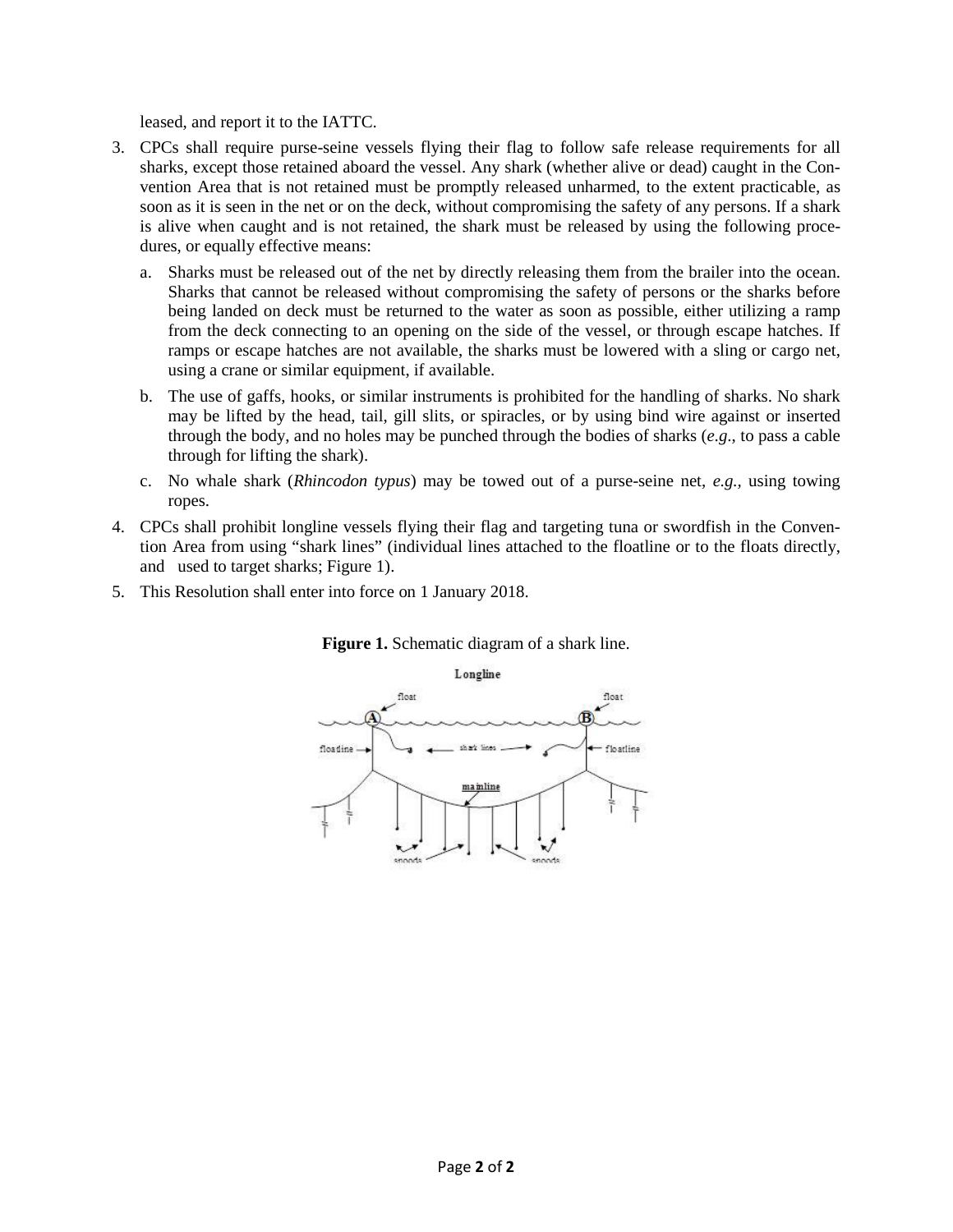leased, and report it to the IATTC.

3. CPCs shall require purse-seine vessels flying their flag to follow safe release requirements for all sharks, except those retained aboard the vessel. Any shark (whether alive or dead) caught in the Convention Area that is not retained must be promptly released unharmed, to the extent practicable, as soon as it is seen in the net or on the deck, without compromising the safety of any persons. If a shark is alive when caught and is not retained, the shark must be released by using the following procedures, or equally effective means:
   a. Sharks must be released out of the net by directly releasing them from the brailer into the ocean. Sharks that cannot be released without compromising the safety of persons or the sharks before being landed on deck must be returned to the water as soon as possible, either utilizing a ramp from the deck connecting to an opening on the side of the vessel, or through escape hatches. If ramps or escape hatches are not available, the sharks must be lowered with a sling or cargo net, using a crane or similar equipment, if available.
   b. The use of gaffs, hooks, or similar instruments is prohibited for the handling of sharks. No shark may be lifted by the head, tail, gill slits, or spiracles, or by using bind wire against or inserted through the body, and no holes may be punched through the bodies of sharks (*e.g.*, to pass a cable through for lifting the shark).
   c. No whale shark (*Rhincodon typus*) may be towed out of a purse-seine net, *e.g.,* using towing ropes.
4. CPCs shall prohibit longline vessels flying their flag and targeting tuna or swordfish in the Convention Area from using "shark lines" (individual lines attached to the floatline or to the floats directly, and used to target sharks; Figure 1).
5. This Resolution shall enter into force on 1 January 2018.

**Figure 1.** Schematic diagram of a shark line.

Longline

float, float, A, B, floatline, shark lines, floatline, mainline, snoods, snoods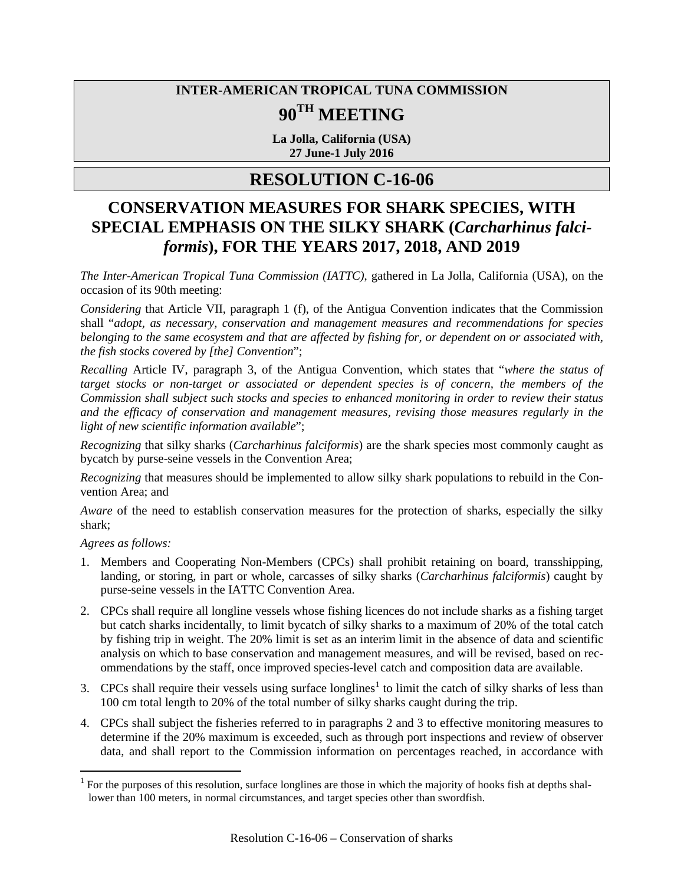**INTER-AMERICAN TROPICAL TUNA COMMISSION**

# 90TH MEETING

**La Jolla, California (USA)**
**27 June-1 July 2016**

# RESOLUTION C-16-06

## CONSERVATION MEASURES FOR SHARK SPECIES, WITH SPECIAL EMPHASIS ON THE SILKY SHARK (*Carcharhinus falciformis*), FOR THE YEARS 2017, 2018, AND 2019

*The Inter-American Tropical Tuna Commission (IATTC)*, gathered in La Jolla, California (USA), on the occasion of its 90th meeting:

*Considering* that Article VII, paragraph 1 (f), of the Antigua Convention indicates that the Commission shall "*adopt, as necessary, conservation and management measures and recommendations for species belonging to the same ecosystem and that are affected by fishing for, or dependent on or associated with, the fish stocks covered by [the] Convention*";

*Recalling* Article IV, paragraph 3, of the Antigua Convention, which states that "*where the status of target stocks or non-target or associated or dependent species is of concern, the members of the Commission shall subject such stocks and species to enhanced monitoring in order to review their status and the efficacy of conservation and management measures, revising those measures regularly in the light of new scientific information available*";

*Recognizing* that silky sharks (*Carcharhinus falciformis*) are the shark species most commonly caught as bycatch by purse-seine vessels in the Convention Area;

*Recognizing* that measures should be implemented to allow silky shark populations to rebuild in the Convention Area; and

*Aware* of the need to establish conservation measures for the protection of sharks, especially the silky shark;

*Agrees as follows:*

1. Members and Cooperating Non-Members (CPCs) shall prohibit retaining on board, transshipping, landing, or storing, in part or whole, carcasses of silky sharks (*Carcharhinus falciformis*) caught by purse-seine vessels in the IATTC Convention Area.
2. CPCs shall require all longline vessels whose fishing licences do not include sharks as a fishing target but catch sharks incidentally, to limit bycatch of silky sharks to a maximum of 20% of the total catch by fishing trip in weight. The 20% limit is set as an interim limit in the absence of data and scientific analysis on which to base conservation and management measures, and will be revised, based on recommendations by the staff, once improved species-level catch and composition data are available.
3. CPCs shall require their vessels using surface longlines[1] to limit the catch of silky sharks of less than 100 cm total length to 20% of the total number of silky sharks caught during the trip.
4. CPCs shall subject the fisheries referred to in paragraphs 2 and 3 to effective monitoring measures to determine if the 20% maximum is exceeded, such as through port inspections and review of observer data, and shall report to the Commission information on percentages reached, in accordance with

[1] For the purposes of this resolution, surface longlines are those in which the majority of hooks fish at depths shallower than 100 meters, in normal circumstances, and target species other than swordfish.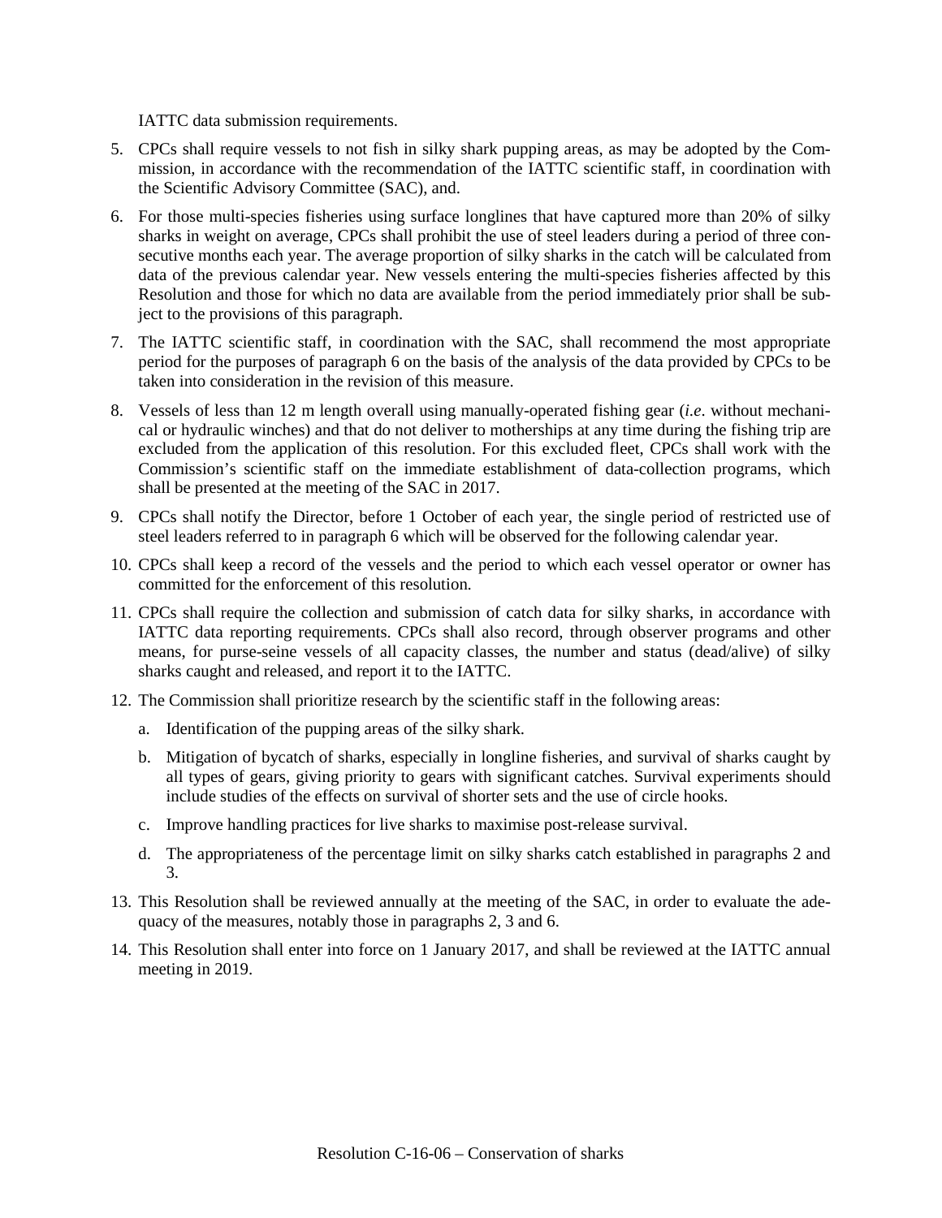IATTC data submission requirements.

5. CPCs shall require vessels to not fish in silky shark pupping areas, as may be adopted by the Commission, in accordance with the recommendation of the IATTC scientific staff, in coordination with the Scientific Advisory Committee (SAC), and.
6. For those multi-species fisheries using surface longlines that have captured more than 20% of silky sharks in weight on average, CPCs shall prohibit the use of steel leaders during a period of three consecutive months each year. The average proportion of silky sharks in the catch will be calculated from data of the previous calendar year. New vessels entering the multi-species fisheries affected by this Resolution and those for which no data are available from the period immediately prior shall be subject to the provisions of this paragraph.
7. The IATTC scientific staff, in coordination with the SAC, shall recommend the most appropriate period for the purposes of paragraph 6 on the basis of the analysis of the data provided by CPCs to be taken into consideration in the revision of this measure.
8. Vessels of less than 12 m length overall using manually-operated fishing gear (*i.e*. without mechanical or hydraulic winches) and that do not deliver to motherships at any time during the fishing trip are excluded from the application of this resolution. For this excluded fleet, CPCs shall work with the Commission's scientific staff on the immediate establishment of data-collection programs, which shall be presented at the meeting of the SAC in 2017.
9. CPCs shall notify the Director, before 1 October of each year, the single period of restricted use of steel leaders referred to in paragraph 6 which will be observed for the following calendar year.
10. CPCs shall keep a record of the vessels and the period to which each vessel operator or owner has committed for the enforcement of this resolution.
11. CPCs shall require the collection and submission of catch data for silky sharks, in accordance with IATTC data reporting requirements. CPCs shall also record, through observer programs and other means, for purse-seine vessels of all capacity classes, the number and status (dead/alive) of silky sharks caught and released, and report it to the IATTC.
12. The Commission shall prioritize research by the scientific staff in the following areas:
    a. Identification of the pupping areas of the silky shark.
    b. Mitigation of bycatch of sharks, especially in longline fisheries, and survival of sharks caught by all types of gears, giving priority to gears with significant catches. Survival experiments should include studies of the effects on survival of shorter sets and the use of circle hooks.
    c. Improve handling practices for live sharks to maximise post-release survival.
    d. The appropriateness of the percentage limit on silky sharks catch established in paragraphs 2 and 3.
13. This Resolution shall be reviewed annually at the meeting of the SAC, in order to evaluate the adequacy of the measures, notably those in paragraphs 2, 3 and 6.
14. This Resolution shall enter into force on 1 January 2017, and shall be reviewed at the IATTC annual meeting in 2019.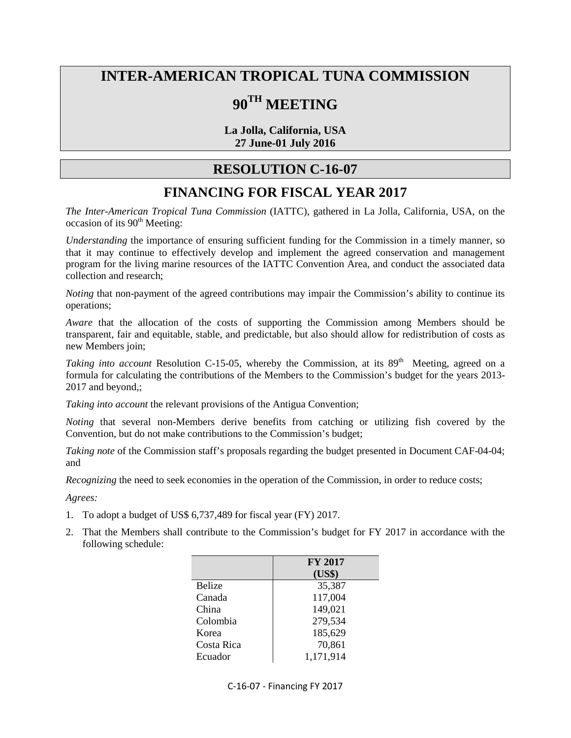# INTER-AMERICAN TROPICAL TUNA COMMISSION

# 90TH MEETING

**La Jolla, California, USA**
**27 June-01 July 2016**

## RESOLUTION C-16-07

## FINANCING FOR FISCAL YEAR 2017

*The Inter-American Tropical Tuna Commission* (IATTC), gathered in La Jolla, California, USA, on the occasion of its 90th Meeting:

*Understanding* the importance of ensuring sufficient funding for the Commission in a timely manner, so that it may continue to effectively develop and implement the agreed conservation and management program for the living marine resources of the IATTC Convention Area, and conduct the associated data collection and research;

*Noting* that non-payment of the agreed contributions may impair the Commission's ability to continue its operations;

*Aware* that the allocation of the costs of supporting the Commission among Members should be transparent, fair and equitable, stable, and predictable, but also should allow for redistribution of costs as new Members join;

*Taking into account* Resolution C-15-05, whereby the Commission, at its 89th Meeting, agreed on a formula for calculating the contributions of the Members to the Commission's budget for the years 2013-2017 and beyond,;

*Taking into account* the relevant provisions of the Antigua Convention;

*Noting* that several non-Members derive benefits from catching or utilizing fish covered by the Convention, but do not make contributions to the Commission's budget;

*Taking note* of the Commission staff's proposals regarding the budget presented in Document CAF-04-04; and

*Recognizing* the need to seek economies in the operation of the Commission, in order to reduce costs;

*Agrees:*

1. To adopt a budget of US$ 6,737,489 for fiscal year (FY) 2017.
2. That the Members shall contribute to the Commission's budget for FY 2017 in accordance with the following schedule:

| | FY 2017 (US$) |
|---|---|
| Belize | 35,387 |
| Canada | 117,004 |
| China | 149,021 |
| Colombia | 279,534 |
| Korea | 185,629 |
| Costa Rica | 70,861 |
| Ecuador | 1,171,914 |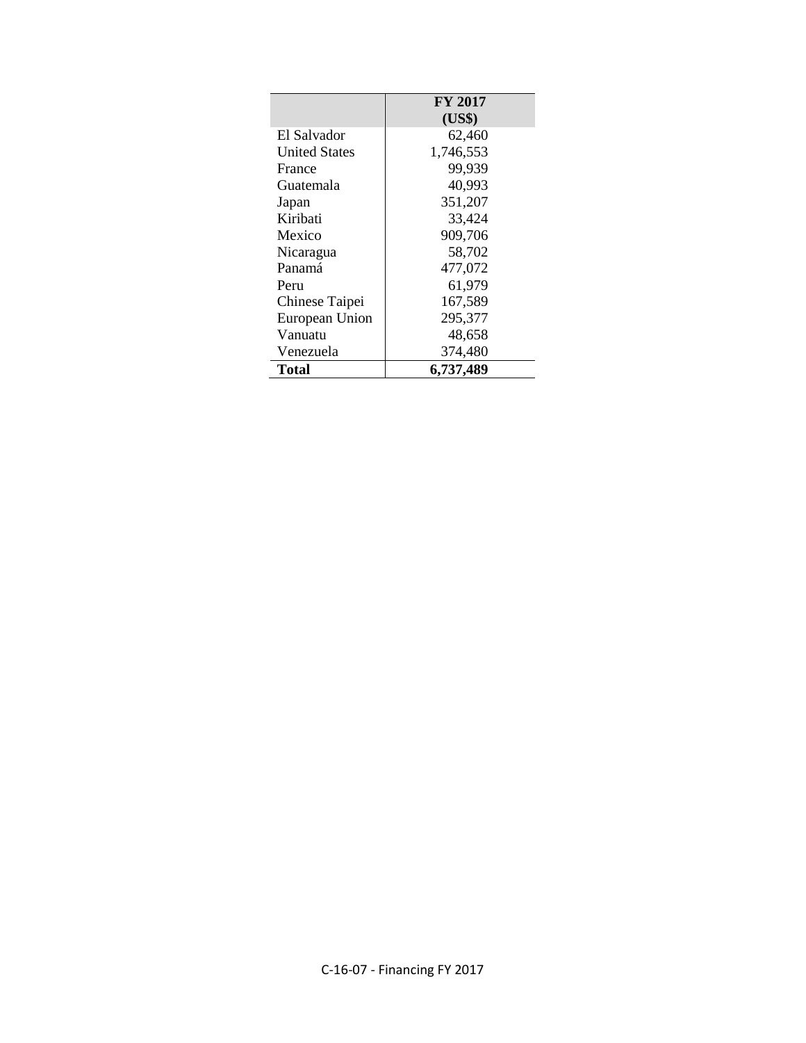| | FY 2017 (US$) |
|---|---|
| El Salvador | 62,460 |
| United States | 1,746,553 |
| France | 99,939 |
| Guatemala | 40,993 |
| Japan | 351,207 |
| Kiribati | 33,424 |
| Mexico | 909,706 |
| Nicaragua | 58,702 |
| Panamá | 477,072 |
| Peru | 61,979 |
| Chinese Taipei | 167,589 |
| European Union | 295,377 |
| Vanuatu | 48,658 |
| Venezuela | 374,480 |
| **Total** | **6,737,489** |

C-16-07 - Financing FY 2017